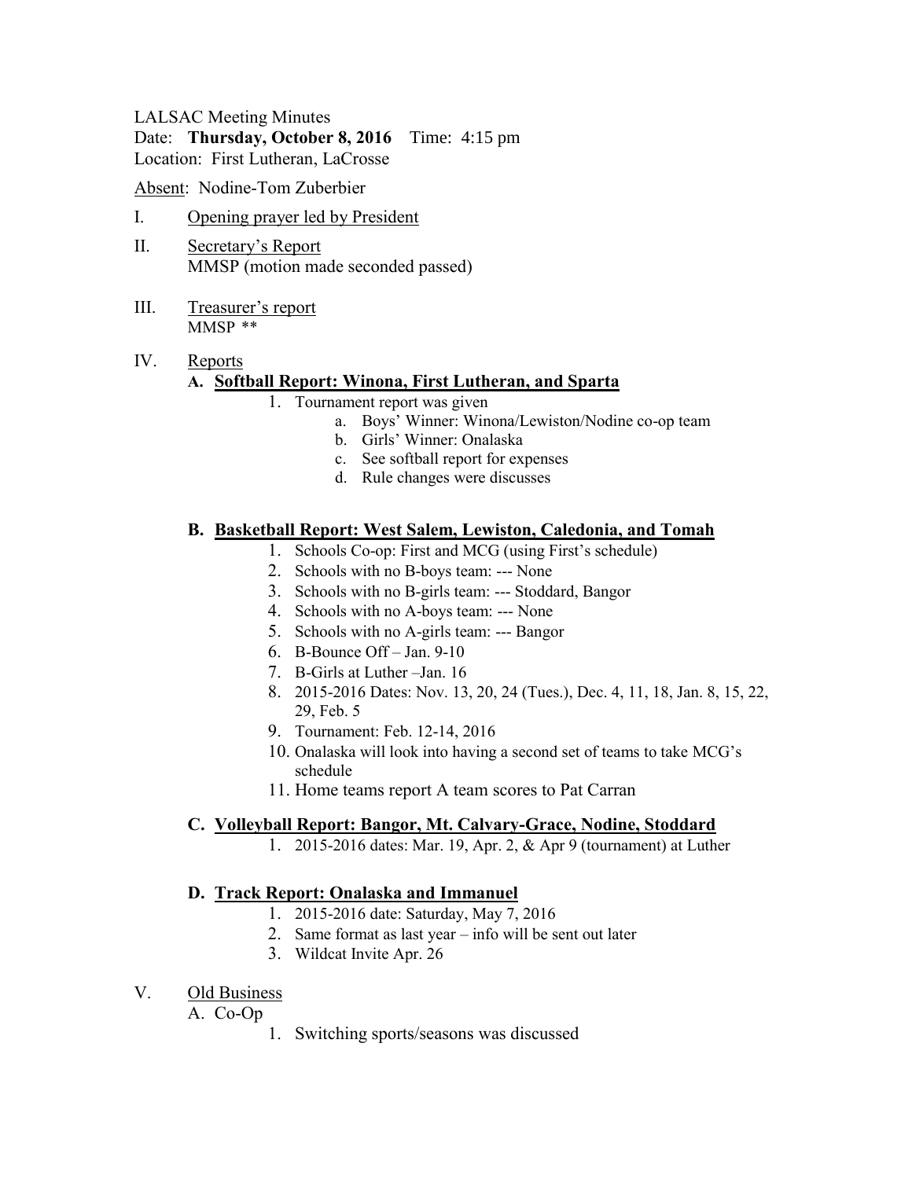LALSAC Meeting Minutes
Date: **Thursday, October 8, 2016** Time: 4:15 pm
Location: First Lutheran, LaCrosse

Absent: Nodine-Tom Zuberbier

I. Opening prayer led by President

II. Secretary's Report
MMSP (motion made seconded passed)

III. Treasurer's report
MMSP **

IV. Reports

**A. Softball Report: Winona, First Lutheran, and Sparta**

1. Tournament report was given
    a. Boys' Winner: Winona/Lewiston/Nodine co-op team
    b. Girls' Winner: Onalaska
    c. See softball report for expenses
    d. Rule changes were discusses

**B. Basketball Report: West Salem, Lewiston, Caledonia, and Tomah**

1. Schools Co-op: First and MCG (using First's schedule)
2. Schools with no B-boys team: --- None
3. Schools with no B-girls team: --- Stoddard, Bangor
4. Schools with no A-boys team: --- None
5. Schools with no A-girls team: --- Bangor
6. B-Bounce Off – Jan. 9-10
7. B-Girls at Luther –Jan. 16
8. 2015-2016 Dates: Nov. 13, 20, 24 (Tues.), Dec. 4, 11, 18, Jan. 8, 15, 22, 29, Feb. 5
9. Tournament: Feb. 12-14, 2016
10. Onalaska will look into having a second set of teams to take MCG's schedule
11. Home teams report A team scores to Pat Carran

**C. Volleyball Report: Bangor, Mt. Calvary-Grace, Nodine, Stoddard**

1. 2015-2016 dates: Mar. 19, Apr. 2, & Apr 9 (tournament) at Luther

**D. Track Report: Onalaska and Immanuel**

1. 2015-2016 date: Saturday, May 7, 2016
2. Same format as last year – info will be sent out later
3. Wildcat Invite Apr. 26

V. Old Business

A. Co-Op

1. Switching sports/seasons was discussed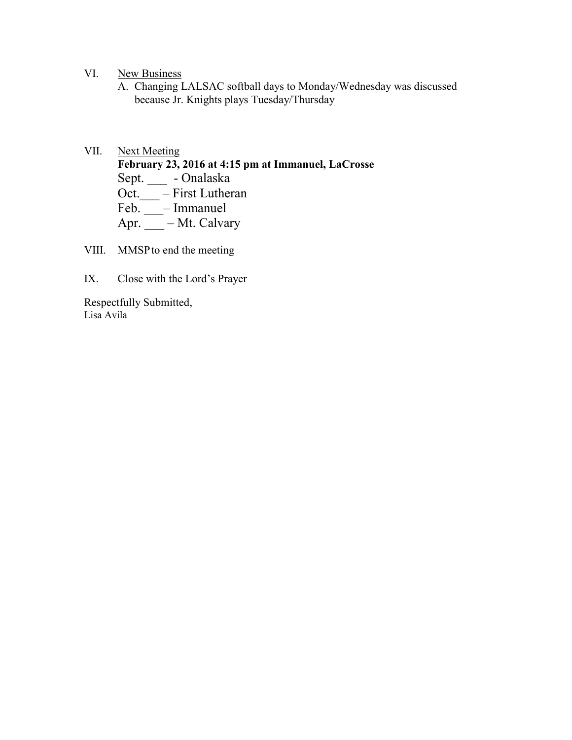VI. <u>New Business</u>

A. Changing LALSAC softball days to Monday/Wednesday was discussed because Jr. Knights plays Tuesday/Thursday

VII. <u>Next Meeting</u>

**February 23, 2016 at 4:15 pm at Immanuel, LaCrosse**

Sept. ___ - Onalaska

Oct.___ – First Lutheran

Feb. ___– Immanuel

Apr. ___ – Mt. Calvary

VIII. MMSP to end the meeting

IX. Close with the Lord's Prayer

Respectfully Submitted,
Lisa Avila